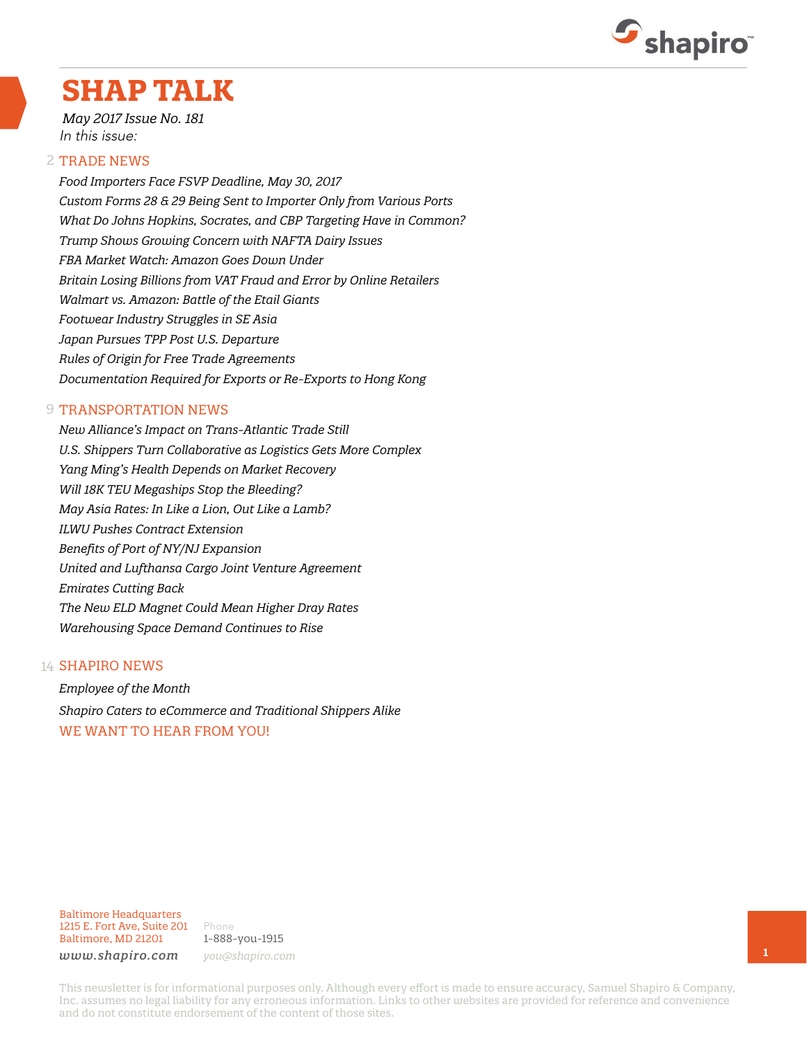# SHAP TALK

*May 2017 Issue No. 181*

*In this issue:*

## 2 TRADE NEWS

*Food Importers Face FSVP Deadline, May 30, 2017*
*Custom Forms 28 & 29 Being Sent to Importer Only from Various Ports*
*What Do Johns Hopkins, Socrates, and CBP Targeting Have in Common?*
*Trump Shows Growing Concern with NAFTA Dairy Issues*
*FBA Market Watch: Amazon Goes Down Under*
*Britain Losing Billions from VAT Fraud and Error by Online Retailers*
*Walmart vs. Amazon: Battle of the Etail Giants*
*Footwear Industry Struggles in SE Asia*
*Japan Pursues TPP Post U.S. Departure*
*Rules of Origin for Free Trade Agreements*
*Documentation Required for Exports or Re-Exports to Hong Kong*

## 9 TRANSPORTATION NEWS

*New Alliance's Impact on Trans-Atlantic Trade Still*
*U.S. Shippers Turn Collaborative as Logistics Gets More Complex*
*Yang Ming's Health Depends on Market Recovery*
*Will 18K TEU Megaships Stop the Bleeding?*
*May Asia Rates: In Like a Lion, Out Like a Lamb?*
*ILWU Pushes Contract Extension*
*Benefits of Port of NY/NJ Expansion*
*United and Lufthansa Cargo Joint Venture Agreement*
*Emirates Cutting Back*
*The New ELD Magnet Could Mean Higher Dray Rates*
*Warehousing Space Demand Continues to Rise*

## 14 SHAPIRO NEWS

*Employee of the Month*
*Shapiro Caters to eCommerce and Traditional Shippers Alike*

WE WANT TO HEAR FROM YOU!

Baltimore Headquarters
1215 E. Fort Ave, Suite 201
Baltimore, MD 21201

Phone
1-888-you-1915

*www.shapiro.com*
*you@shapiro.com*

This newsletter is for informational purposes only. Although every effort is made to ensure accuracy, Samuel Shapiro & Company, Inc. assumes no legal liability for any erroneous information. Links to other websites are provided for reference and convenience and do not constitute endorsement of the content of those sites.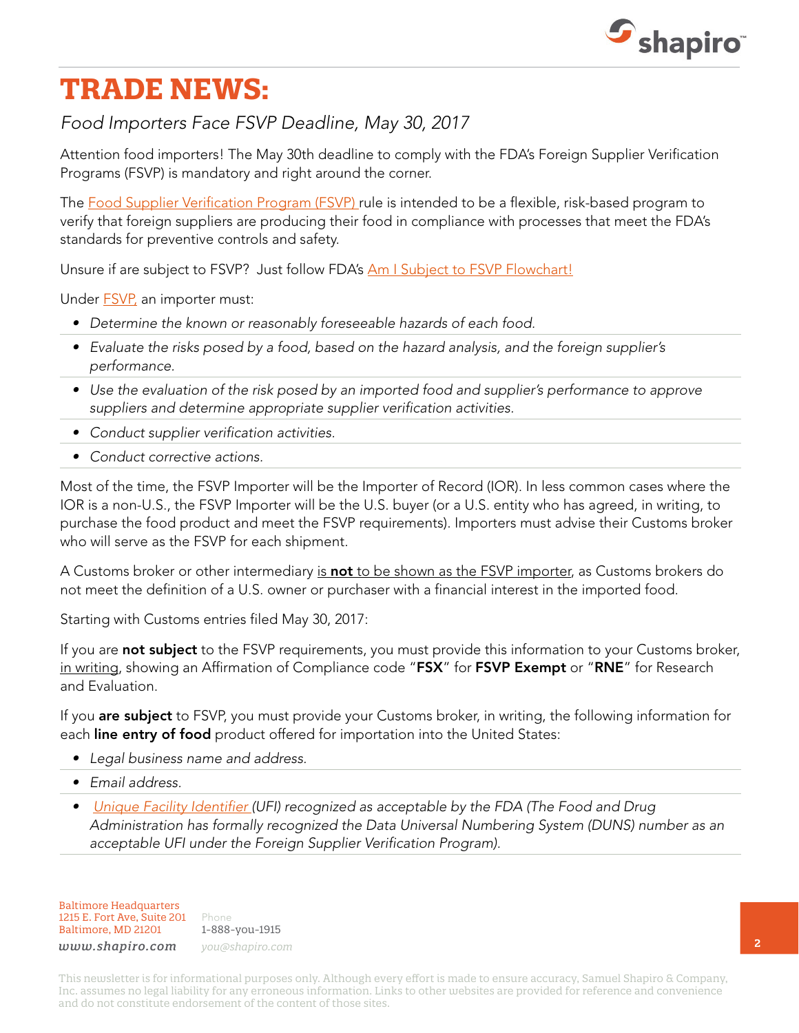# TRADE NEWS:

*Food Importers Face FSVP Deadline, May 30, 2017*

Attention food importers! The May 30th deadline to comply with the FDA's Foreign Supplier Verification Programs (FSVP) is mandatory and right around the corner.

The Food Supplier Verification Program (FSVP) rule is intended to be a flexible, risk-based program to verify that foreign suppliers are producing their food in compliance with processes that meet the FDA's standards for preventive controls and safety.

Unsure if are subject to FSVP? Just follow FDA's Am I Subject to FSVP Flowchart!

Under FSVP, an importer must:

- *Determine the known or reasonably foreseeable hazards of each food.*
- *Evaluate the risks posed by a food, based on the hazard analysis, and the foreign supplier's performance.*
- *Use the evaluation of the risk posed by an imported food and supplier's performance to approve suppliers and determine appropriate supplier verification activities.*
- *Conduct supplier verification activities.*
- *Conduct corrective actions.*

Most of the time, the FSVP Importer will be the Importer of Record (IOR). In less common cases where the IOR is a non-U.S., the FSVP Importer will be the U.S. buyer (or a U.S. entity who has agreed, in writing, to purchase the food product and meet the FSVP requirements). Importers must advise their Customs broker who will serve as the FSVP for each shipment.

A Customs broker or other intermediary is **not** to be shown as the FSVP importer, as Customs brokers do not meet the definition of a U.S. owner or purchaser with a financial interest in the imported food.

Starting with Customs entries filed May 30, 2017:

If you are **not subject** to the FSVP requirements, you must provide this information to your Customs broker, in writing, showing an Affirmation of Compliance code "**FSX**" for **FSVP Exempt** or "**RNE**" for Research and Evaluation.

If you **are subject** to FSVP, you must provide your Customs broker, in writing, the following information for each **line entry of food** product offered for importation into the United States:

- *Legal business name and address.*
- *Email address.*
- *Unique Facility Identifier (UFI) recognized as acceptable by the FDA (The Food and Drug Administration has formally recognized the Data Universal Numbering System (DUNS) number as an acceptable UFI under the Foreign Supplier Verification Program).*

Baltimore Headquarters
1215 E. Fort Ave, Suite 201
Baltimore, MD 21201
www.shapiro.com

Phone
1-888-you-1915
you@shapiro.com

This newsletter is for informational purposes only. Although every effort is made to ensure accuracy, Samuel Shapiro & Company, Inc. assumes no legal liability for any erroneous information. Links to other websites are provided for reference and convenience and do not constitute endorsement of the content of those sites.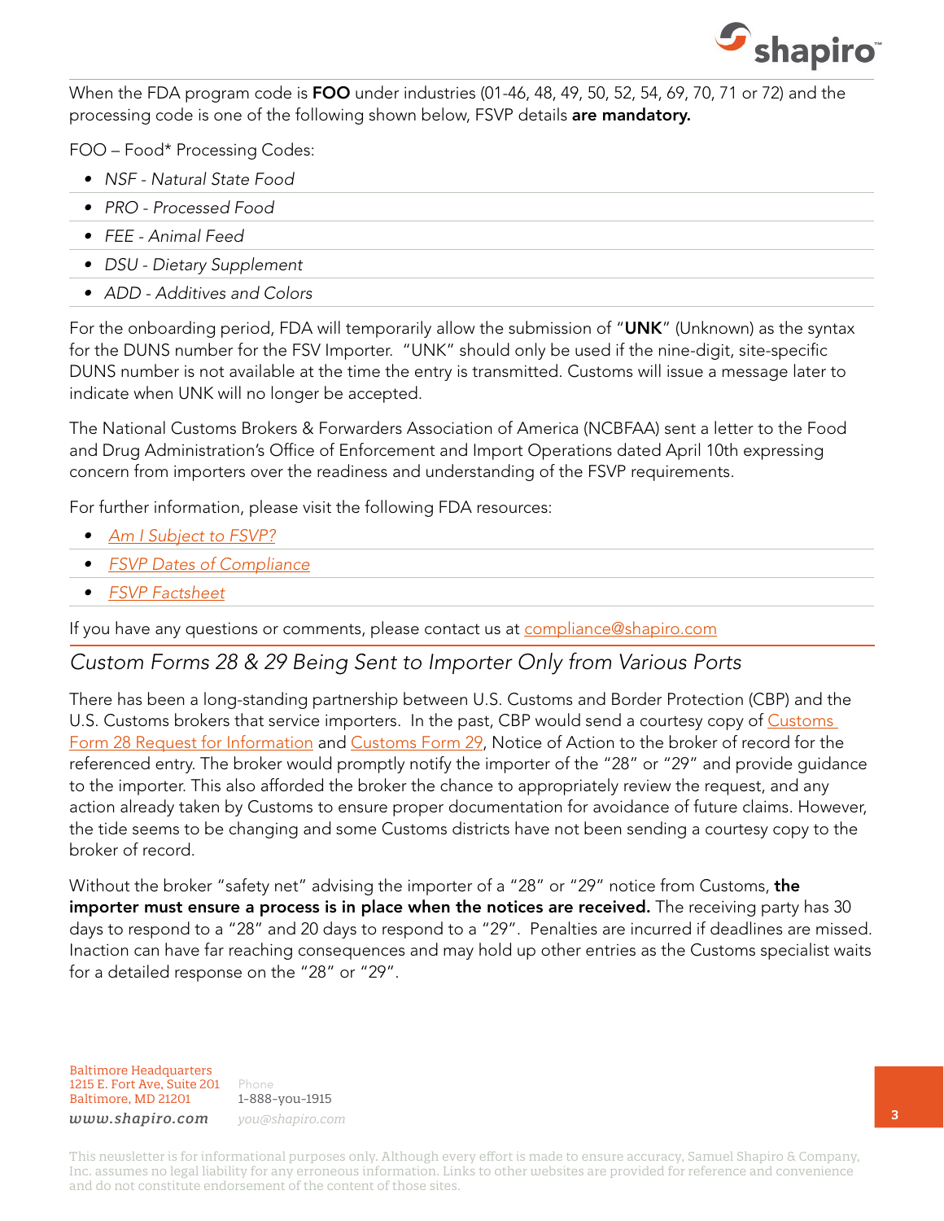When the FDA program code is **FOO** under industries (01-46, 48, 49, 50, 52, 54, 69, 70, 71 or 72) and the processing code is one of the following shown below, FSVP details **are mandatory.**

FOO – Food* Processing Codes:

- *NSF - Natural State Food*
- *PRO - Processed Food*
- *FEE - Animal Feed*
- *DSU - Dietary Supplement*
- *ADD - Additives and Colors*

For the onboarding period, FDA will temporarily allow the submission of "**UNK**" (Unknown) as the syntax for the DUNS number for the FSV Importer. "UNK" should only be used if the nine-digit, site-specific DUNS number is not available at the time the entry is transmitted. Customs will issue a message later to indicate when UNK will no longer be accepted.

The National Customs Brokers & Forwarders Association of America (NCBFAA) sent a letter to the Food and Drug Administration's Office of Enforcement and Import Operations dated April 10th expressing concern from importers over the readiness and understanding of the FSVP requirements.

For further information, please visit the following FDA resources:

- *Am I Subject to FSVP?*
- *FSVP Dates of Compliance*
- *FSVP Factsheet*

If you have any questions or comments, please contact us at compliance@shapiro.com

## *Custom Forms 28 & 29 Being Sent to Importer Only from Various Ports*

There has been a long-standing partnership between U.S. Customs and Border Protection (CBP) and the U.S. Customs brokers that service importers. In the past, CBP would send a courtesy copy of Customs Form 28 Request for Information and Customs Form 29, Notice of Action to the broker of record for the referenced entry. The broker would promptly notify the importer of the "28" or "29" and provide guidance to the importer. This also afforded the broker the chance to appropriately review the request, and any action already taken by Customs to ensure proper documentation for avoidance of future claims. However, the tide seems to be changing and some Customs districts have not been sending a courtesy copy to the broker of record.

Without the broker "safety net" advising the importer of a "28" or "29" notice from Customs, **the importer must ensure a process is in place when the notices are received.** The receiving party has 30 days to respond to a "28" and 20 days to respond to a "29". Penalties are incurred if deadlines are missed. Inaction can have far reaching consequences and may hold up other entries as the Customs specialist waits for a detailed response on the "28" or "29".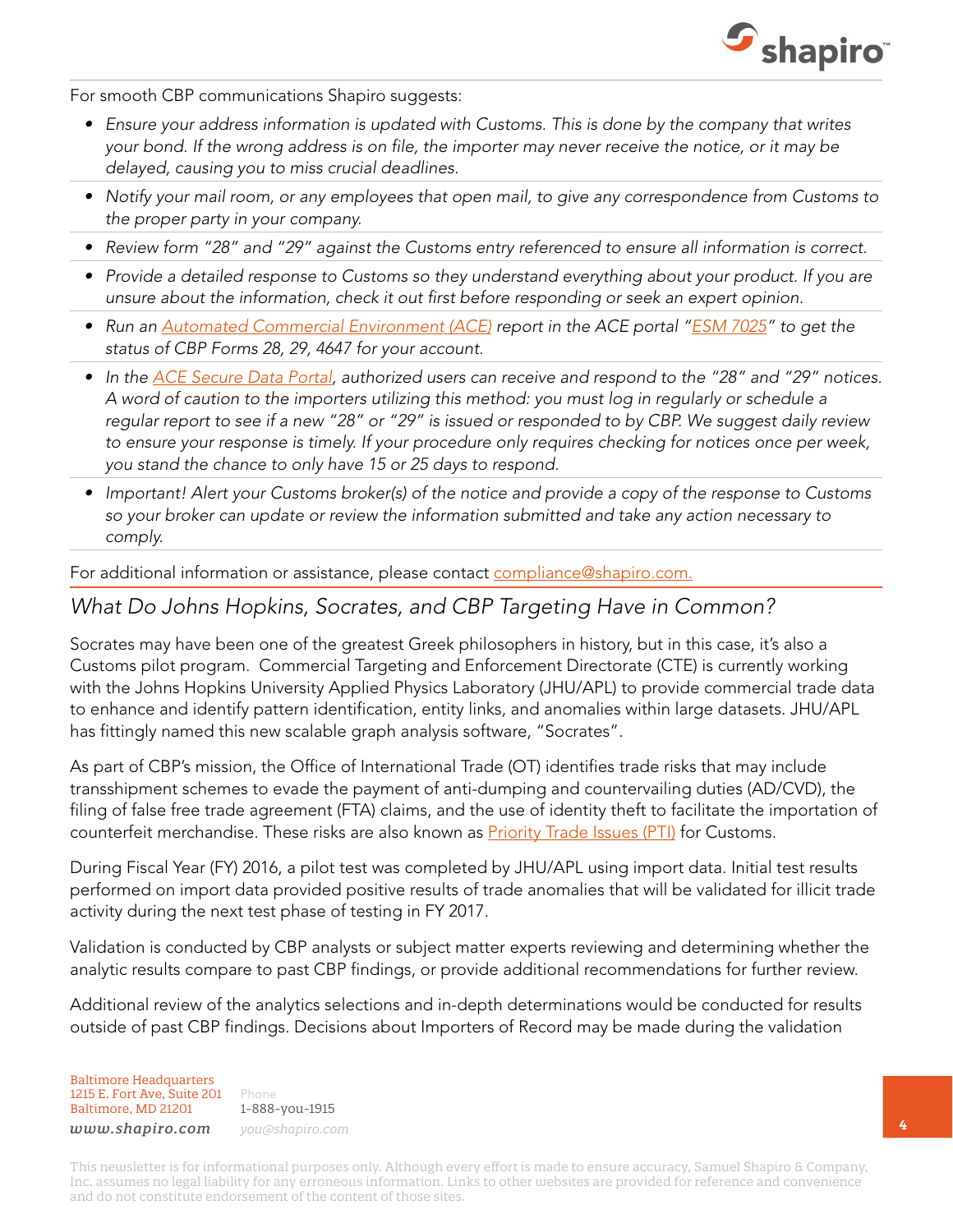For smooth CBP communications Shapiro suggests:

- *Ensure your address information is updated with Customs. This is done by the company that writes your bond. If the wrong address is on file, the importer may never receive the notice, or it may be delayed, causing you to miss crucial deadlines.*
- *Notify your mail room, or any employees that open mail, to give any correspondence from Customs to the proper party in your company.*
- *Review form "28" and "29" against the Customs entry referenced to ensure all information is correct.*
- *Provide a detailed response to Customs so they understand everything about your product. If you are unsure about the information, check it out first before responding or seek an expert opinion.*
- *Run an [Automated Commercial Environment (ACE)](#) report in the ACE portal "[ESM 7025](#)" to get the status of CBP Forms 28, 29, 4647 for your account.*
- *In the [ACE Secure Data Portal](#), authorized users can receive and respond to the "28" and "29" notices. A word of caution to the importers utilizing this method: you must log in regularly or schedule a regular report to see if a new "28" or "29" is issued or responded to by CBP. We suggest daily review to ensure your response is timely. If your procedure only requires checking for notices once per week, you stand the chance to only have 15 or 25 days to respond.*
- *Important! Alert your Customs broker(s) of the notice and provide a copy of the response to Customs so your broker can update or review the information submitted and take any action necessary to comply.*

For additional information or assistance, please contact [compliance@shapiro.com.](mailto:compliance@shapiro.com)

## *What Do Johns Hopkins, Socrates, and CBP Targeting Have in Common?*

Socrates may have been one of the greatest Greek philosophers in history, but in this case, it's also a Customs pilot program. Commercial Targeting and Enforcement Directorate (CTE) is currently working with the Johns Hopkins University Applied Physics Laboratory (JHU/APL) to provide commercial trade data to enhance and identify pattern identification, entity links, and anomalies within large datasets. JHU/APL has fittingly named this new scalable graph analysis software, "Socrates".

As part of CBP's mission, the Office of International Trade (OT) identifies trade risks that may include transshipment schemes to evade the payment of anti-dumping and countervailing duties (AD/CVD), the filing of false free trade agreement (FTA) claims, and the use of identity theft to facilitate the importation of counterfeit merchandise. These risks are also known as [Priority Trade Issues (PTI)](#) for Customs.

During Fiscal Year (FY) 2016, a pilot test was completed by JHU/APL using import data. Initial test results performed on import data provided positive results of trade anomalies that will be validated for illicit trade activity during the next test phase of testing in FY 2017.

Validation is conducted by CBP analysts or subject matter experts reviewing and determining whether the analytic results compare to past CBP findings, or provide additional recommendations for further review.

Additional review of the analytics selections and in-depth determinations would be conducted for results outside of past CBP findings. Decisions about Importers of Record may be made during the validation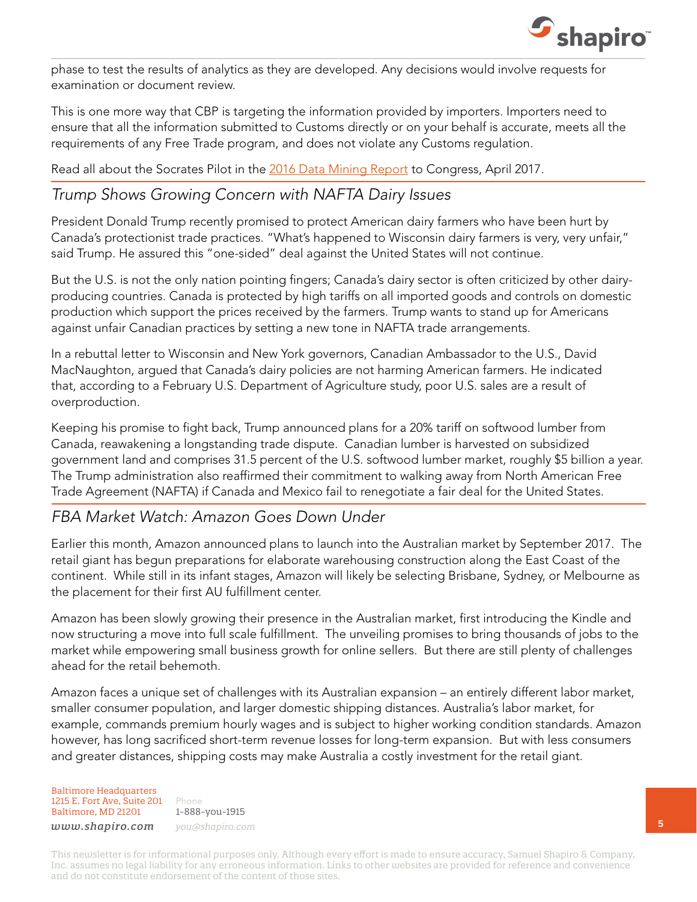phase to test the results of analytics as they are developed. Any decisions would involve requests for examination or document review.

This is one more way that CBP is targeting the information provided by importers. Importers need to ensure that all the information submitted to Customs directly or on your behalf is accurate, meets all the requirements of any Free Trade program, and does not violate any Customs regulation.

Read all about the Socrates Pilot in the 2016 Data Mining Report to Congress, April 2017.

## *Trump Shows Growing Concern with NAFTA Dairy Issues*

President Donald Trump recently promised to protect American dairy farmers who have been hurt by Canada's protectionist trade practices. "What's happened to Wisconsin dairy farmers is very, very unfair," said Trump. He assured this "one-sided" deal against the United States will not continue.

But the U.S. is not the only nation pointing fingers; Canada's dairy sector is often criticized by other dairy-producing countries. Canada is protected by high tariffs on all imported goods and controls on domestic production which support the prices received by the farmers. Trump wants to stand up for Americans against unfair Canadian practices by setting a new tone in NAFTA trade arrangements.

In a rebuttal letter to Wisconsin and New York governors, Canadian Ambassador to the U.S., David MacNaughton, argued that Canada's dairy policies are not harming American farmers. He indicated that, according to a February U.S. Department of Agriculture study, poor U.S. sales are a result of overproduction.

Keeping his promise to fight back, Trump announced plans for a 20% tariff on softwood lumber from Canada, reawakening a longstanding trade dispute. Canadian lumber is harvested on subsidized government land and comprises 31.5 percent of the U.S. softwood lumber market, roughly $5 billion a year. The Trump administration also reaffirmed their commitment to walking away from North American Free Trade Agreement (NAFTA) if Canada and Mexico fail to renegotiate a fair deal for the United States.

## *FBA Market Watch: Amazon Goes Down Under*

Earlier this month, Amazon announced plans to launch into the Australian market by September 2017. The retail giant has begun preparations for elaborate warehousing construction along the East Coast of the continent. While still in its infant stages, Amazon will likely be selecting Brisbane, Sydney, or Melbourne as the placement for their first AU fulfillment center.

Amazon has been slowly growing their presence in the Australian market, first introducing the Kindle and now structuring a move into full scale fulfillment. The unveiling promises to bring thousands of jobs to the market while empowering small business growth for online sellers. But there are still plenty of challenges ahead for the retail behemoth.

Amazon faces a unique set of challenges with its Australian expansion – an entirely different labor market, smaller consumer population, and larger domestic shipping distances. Australia's labor market, for example, commands premium hourly wages and is subject to higher working condition standards. Amazon however, has long sacrificed short-term revenue losses for long-term expansion. But with less consumers and greater distances, shipping costs may make Australia a costly investment for the retail giant.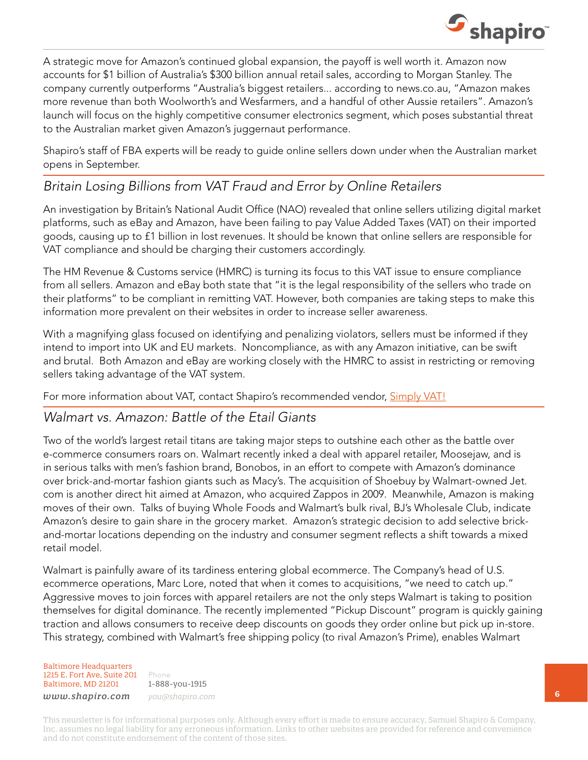A strategic move for Amazon's continued global expansion, the payoff is well worth it. Amazon now accounts for $1 billion of Australia's $300 billion annual retail sales, according to Morgan Stanley. The company currently outperforms "Australia's biggest retailers... according to news.co.au, "Amazon makes more revenue than both Woolworth's and Wesfarmers, and a handful of other Aussie retailers". Amazon's launch will focus on the highly competitive consumer electronics segment, which poses substantial threat to the Australian market given Amazon's juggernaut performance.

Shapiro's staff of FBA experts will be ready to guide online sellers down under when the Australian market opens in September.

## *Britain Losing Billions from VAT Fraud and Error by Online Retailers*

An investigation by Britain's National Audit Office (NAO) revealed that online sellers utilizing digital market platforms, such as eBay and Amazon, have been failing to pay Value Added Taxes (VAT) on their imported goods, causing up to £1 billion in lost revenues. It should be known that online sellers are responsible for VAT compliance and should be charging their customers accordingly.

The HM Revenue & Customs service (HMRC) is turning its focus to this VAT issue to ensure compliance from all sellers. Amazon and eBay both state that "it is the legal responsibility of the sellers who trade on their platforms" to be compliant in remitting VAT. However, both companies are taking steps to make this information more prevalent on their websites in order to increase seller awareness.

With a magnifying glass focused on identifying and penalizing violators, sellers must be informed if they intend to import into UK and EU markets. Noncompliance, as with any Amazon initiative, can be swift and brutal. Both Amazon and eBay are working closely with the HMRC to assist in restricting or removing sellers taking advantage of the VAT system.

For more information about VAT, contact Shapiro's recommended vendor, Simply VAT!

## *Walmart vs. Amazon: Battle of the Etail Giants*

Two of the world's largest retail titans are taking major steps to outshine each other as the battle over e-commerce consumers roars on. Walmart recently inked a deal with apparel retailer, Moosejaw, and is in serious talks with men's fashion brand, Bonobos, in an effort to compete with Amazon's dominance over brick-and-mortar fashion giants such as Macy's. The acquisition of Shoebuy by Walmart-owned Jet.com is another direct hit aimed at Amazon, who acquired Zappos in 2009. Meanwhile, Amazon is making moves of their own. Talks of buying Whole Foods and Walmart's bulk rival, BJ's Wholesale Club, indicate Amazon's desire to gain share in the grocery market. Amazon's strategic decision to add selective brick-and-mortar locations depending on the industry and consumer segment reflects a shift towards a mixed retail model.

Walmart is painfully aware of its tardiness entering global ecommerce. The Company's head of U.S. ecommerce operations, Marc Lore, noted that when it comes to acquisitions, "we need to catch up." Aggressive moves to join forces with apparel retailers are not the only steps Walmart is taking to position themselves for digital dominance. The recently implemented "Pickup Discount" program is quickly gaining traction and allows consumers to receive deep discounts on goods they order online but pick up in-store. This strategy, combined with Walmart's free shipping policy (to rival Amazon's Prime), enables Walmart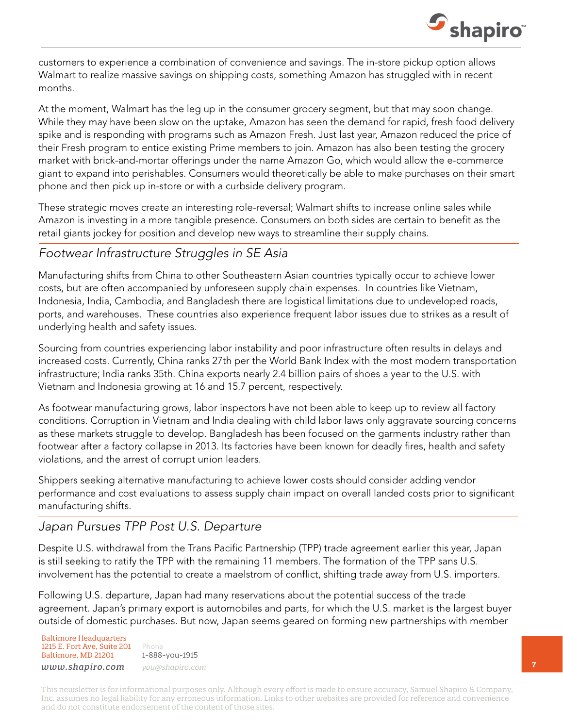customers to experience a combination of convenience and savings. The in-store pickup option allows Walmart to realize massive savings on shipping costs, something Amazon has struggled with in recent months.

At the moment, Walmart has the leg up in the consumer grocery segment, but that may soon change. While they may have been slow on the uptake, Amazon has seen the demand for rapid, fresh food delivery spike and is responding with programs such as Amazon Fresh. Just last year, Amazon reduced the price of their Fresh program to entice existing Prime members to join. Amazon has also been testing the grocery market with brick-and-mortar offerings under the name Amazon Go, which would allow the e-commerce giant to expand into perishables. Consumers would theoretically be able to make purchases on their smart phone and then pick up in-store or with a curbside delivery program.

These strategic moves create an interesting role-reversal; Walmart shifts to increase online sales while Amazon is investing in a more tangible presence. Consumers on both sides are certain to benefit as the retail giants jockey for position and develop new ways to streamline their supply chains.

## *Footwear Infrastructure Struggles in SE Asia*

Manufacturing shifts from China to other Southeastern Asian countries typically occur to achieve lower costs, but are often accompanied by unforeseen supply chain expenses. In countries like Vietnam, Indonesia, India, Cambodia, and Bangladesh there are logistical limitations due to undeveloped roads, ports, and warehouses. These countries also experience frequent labor issues due to strikes as a result of underlying health and safety issues.

Sourcing from countries experiencing labor instability and poor infrastructure often results in delays and increased costs. Currently, China ranks 27th per the World Bank Index with the most modern transportation infrastructure; India ranks 35th. China exports nearly 2.4 billion pairs of shoes a year to the U.S. with Vietnam and Indonesia growing at 16 and 15.7 percent, respectively.

As footwear manufacturing grows, labor inspectors have not been able to keep up to review all factory conditions. Corruption in Vietnam and India dealing with child labor laws only aggravate sourcing concerns as these markets struggle to develop. Bangladesh has been focused on the garments industry rather than footwear after a factory collapse in 2013. Its factories have been known for deadly fires, health and safety violations, and the arrest of corrupt union leaders.

Shippers seeking alternative manufacturing to achieve lower costs should consider adding vendor performance and cost evaluations to assess supply chain impact on overall landed costs prior to significant manufacturing shifts.

## *Japan Pursues TPP Post U.S. Departure*

Despite U.S. withdrawal from the Trans Pacific Partnership (TPP) trade agreement earlier this year, Japan is still seeking to ratify the TPP with the remaining 11 members. The formation of the TPP sans U.S. involvement has the potential to create a maelstrom of conflict, shifting trade away from U.S. importers.

Following U.S. departure, Japan had many reservations about the potential success of the trade agreement. Japan's primary export is automobiles and parts, for which the U.S. market is the largest buyer outside of domestic purchases. But now, Japan seems geared on forming new partnerships with member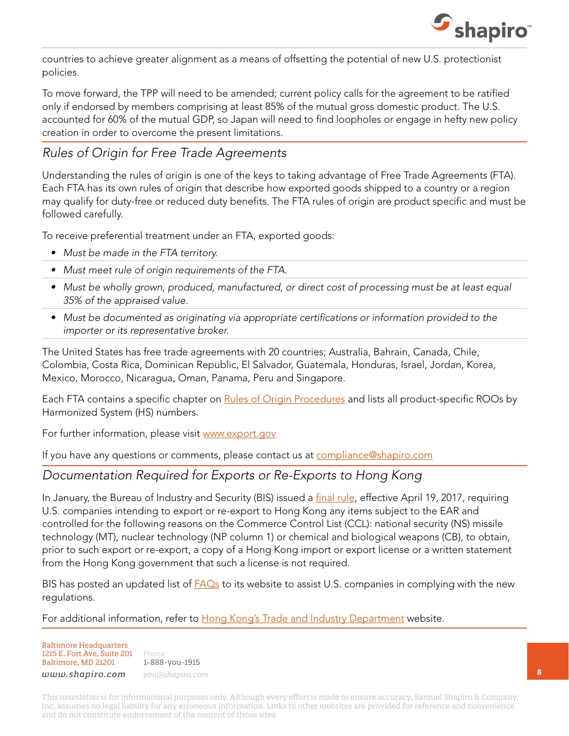countries to achieve greater alignment as a means of offsetting the potential of new U.S. protectionist policies.

To move forward, the TPP will need to be amended; current policy calls for the agreement to be ratified only if endorsed by members comprising at least 85% of the mutual gross domestic product. The U.S. accounted for 60% of the mutual GDP, so Japan will need to find loopholes or engage in hefty new policy creation in order to overcome the present limitations.

## *Rules of Origin for Free Trade Agreements*

Understanding the rules of origin is one of the keys to taking advantage of Free Trade Agreements (FTA). Each FTA has its own rules of origin that describe how exported goods shipped to a country or a region may qualify for duty-free or reduced duty benefits. The FTA rules of origin are product specific and must be followed carefully.

To receive preferential treatment under an FTA, exported goods:

- *Must be made in the FTA territory.*
- *Must meet rule of origin requirements of the FTA.*
- *Must be wholly grown, produced, manufactured, or direct cost of processing must be at least equal 35% of the appraised value.*
- *Must be documented as originating via appropriate certifications or information provided to the importer or its representative broker.*

The United States has free trade agreements with 20 countries; Australia, Bahrain, Canada, Chile, Colombia, Costa Rica, Dominican Republic, El Salvador, Guatemala, Honduras, Israel, Jordan, Korea, Mexico, Morocco, Nicaragua, Oman, Panama, Peru and Singapore.

Each FTA contains a specific chapter on Rules of Origin Procedures and lists all product-specific ROOs by Harmonized System (HS) numbers.

For further information, please visit www.export.gov

If you have any questions or comments, please contact us at compliance@shapiro.com

## *Documentation Required for Exports or Re-Exports to Hong Kong*

In January, the Bureau of Industry and Security (BIS) issued a final rule, effective April 19, 2017, requiring U.S. companies intending to export or re-export to Hong Kong any items subject to the EAR and controlled for the following reasons on the Commerce Control List (CCL): national security (NS) missile technology (MT), nuclear technology (NP column 1) or chemical and biological weapons (CB), to obtain, prior to such export or re-export, a copy of a Hong Kong import or export license or a written statement from the Hong Kong government that such a license is not required.

BIS has posted an updated list of FAQs to its website to assist U.S. companies in complying with the new regulations.

For additional information, refer to Hong Kong's Trade and Industry Department website.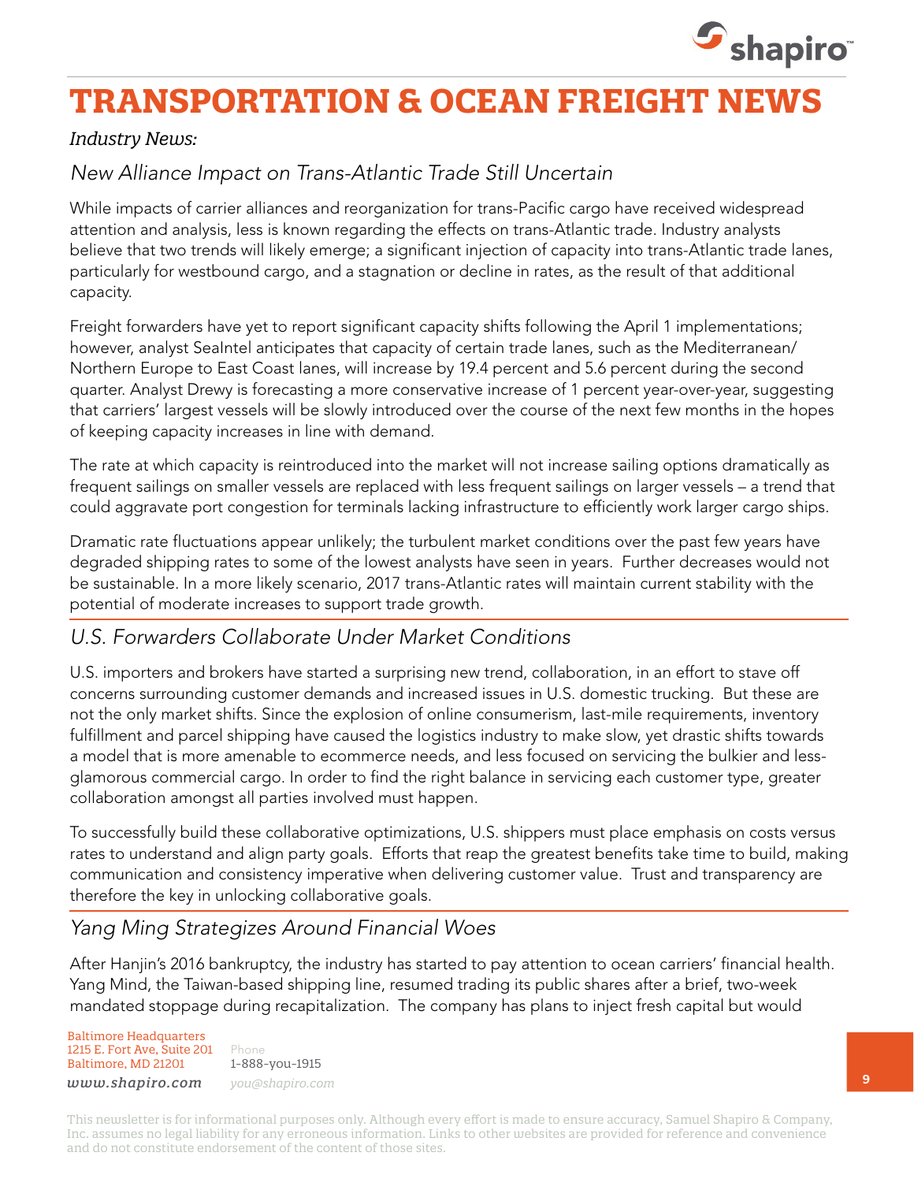# TRANSPORTATION & OCEAN FREIGHT NEWS

*Industry News:*

## New Alliance Impact on Trans-Atlantic Trade Still Uncertain

While impacts of carrier alliances and reorganization for trans-Pacific cargo have received widespread attention and analysis, less is known regarding the effects on trans-Atlantic trade. Industry analysts believe that two trends will likely emerge; a significant injection of capacity into trans-Atlantic trade lanes, particularly for westbound cargo, and a stagnation or decline in rates, as the result of that additional capacity.

Freight forwarders have yet to report significant capacity shifts following the April 1 implementations; however, analyst SeaIntel anticipates that capacity of certain trade lanes, such as the Mediterranean/ Northern Europe to East Coast lanes, will increase by 19.4 percent and 5.6 percent during the second quarter. Analyst Drewy is forecasting a more conservative increase of 1 percent year-over-year, suggesting that carriers' largest vessels will be slowly introduced over the course of the next few months in the hopes of keeping capacity increases in line with demand.

The rate at which capacity is reintroduced into the market will not increase sailing options dramatically as frequent sailings on smaller vessels are replaced with less frequent sailings on larger vessels – a trend that could aggravate port congestion for terminals lacking infrastructure to efficiently work larger cargo ships.

Dramatic rate fluctuations appear unlikely; the turbulent market conditions over the past few years have degraded shipping rates to some of the lowest analysts have seen in years. Further decreases would not be sustainable. In a more likely scenario, 2017 trans-Atlantic rates will maintain current stability with the potential of moderate increases to support trade growth.

## U.S. Forwarders Collaborate Under Market Conditions

U.S. importers and brokers have started a surprising new trend, collaboration, in an effort to stave off concerns surrounding customer demands and increased issues in U.S. domestic trucking. But these are not the only market shifts. Since the explosion of online consumerism, last-mile requirements, inventory fulfillment and parcel shipping have caused the logistics industry to make slow, yet drastic shifts towards a model that is more amenable to ecommerce needs, and less focused on servicing the bulkier and less-glamorous commercial cargo. In order to find the right balance in servicing each customer type, greater collaboration amongst all parties involved must happen.

To successfully build these collaborative optimizations, U.S. shippers must place emphasis on costs versus rates to understand and align party goals. Efforts that reap the greatest benefits take time to build, making communication and consistency imperative when delivering customer value. Trust and transparency are therefore the key in unlocking collaborative goals.

## Yang Ming Strategizes Around Financial Woes

After Hanjin's 2016 bankruptcy, the industry has started to pay attention to ocean carriers' financial health. Yang Mind, the Taiwan-based shipping line, resumed trading its public shares after a brief, two-week mandated stoppage during recapitalization. The company has plans to inject fresh capital but would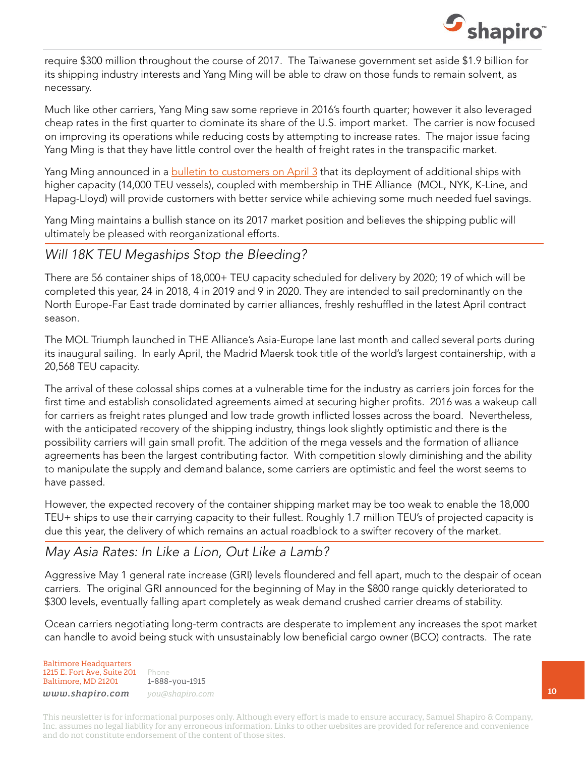require $300 million throughout the course of 2017. The Taiwanese government set aside $1.9 billion for its shipping industry interests and Yang Ming will be able to draw on those funds to remain solvent, as necessary.

Much like other carriers, Yang Ming saw some reprieve in 2016's fourth quarter; however it also leveraged cheap rates in the first quarter to dominate its share of the U.S. import market. The carrier is now focused on improving its operations while reducing costs by attempting to increase rates. The major issue facing Yang Ming is that they have little control over the health of freight rates in the transpacific market.

Yang Ming announced in a [bulletin to customers on April 3]() that its deployment of additional ships with higher capacity (14,000 TEU vessels), coupled with membership in THE Alliance (MOL, NYK, K-Line, and Hapag-Lloyd) will provide customers with better service while achieving some much needed fuel savings.

Yang Ming maintains a bullish stance on its 2017 market position and believes the shipping public will ultimately be pleased with reorganizational efforts.

## *Will 18K TEU Megaships Stop the Bleeding?*

There are 56 container ships of 18,000+ TEU capacity scheduled for delivery by 2020; 19 of which will be completed this year, 24 in 2018, 4 in 2019 and 9 in 2020. They are intended to sail predominantly on the North Europe-Far East trade dominated by carrier alliances, freshly reshuffled in the latest April contract season.

The MOL Triumph launched in THE Alliance's Asia-Europe lane last month and called several ports during its inaugural sailing. In early April, the Madrid Maersk took title of the world's largest containership, with a 20,568 TEU capacity.

The arrival of these colossal ships comes at a vulnerable time for the industry as carriers join forces for the first time and establish consolidated agreements aimed at securing higher profits. 2016 was a wakeup call for carriers as freight rates plunged and low trade growth inflicted losses across the board. Nevertheless, with the anticipated recovery of the shipping industry, things look slightly optimistic and there is the possibility carriers will gain small profit. The addition of the mega vessels and the formation of alliance agreements has been the largest contributing factor. With competition slowly diminishing and the ability to manipulate the supply and demand balance, some carriers are optimistic and feel the worst seems to have passed.

However, the expected recovery of the container shipping market may be too weak to enable the 18,000 TEU+ ships to use their carrying capacity to their fullest. Roughly 1.7 million TEU's of projected capacity is due this year, the delivery of which remains an actual roadblock to a swifter recovery of the market.

## *May Asia Rates: In Like a Lion, Out Like a Lamb?*

Aggressive May 1 general rate increase (GRI) levels floundered and fell apart, much to the despair of ocean carriers. The original GRI announced for the beginning of May in the $800 range quickly deteriorated to $300 levels, eventually falling apart completely as weak demand crushed carrier dreams of stability.

Ocean carriers negotiating long-term contracts are desperate to implement any increases the spot market can handle to avoid being stuck with unsustainably low beneficial cargo owner (BCO) contracts. The rate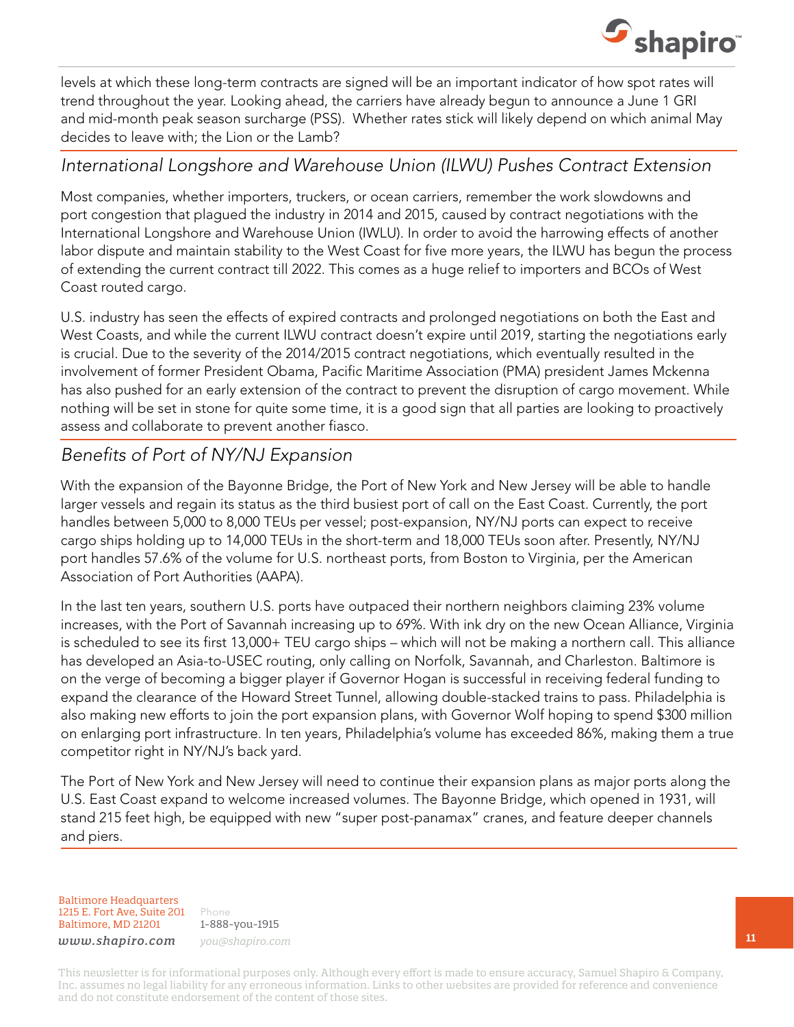levels at which these long-term contracts are signed will be an important indicator of how spot rates will trend throughout the year. Looking ahead, the carriers have already begun to announce a June 1 GRI and mid-month peak season surcharge (PSS). Whether rates stick will likely depend on which animal May decides to leave with; the Lion or the Lamb?

## *International Longshore and Warehouse Union (ILWU) Pushes Contract Extension*

Most companies, whether importers, truckers, or ocean carriers, remember the work slowdowns and port congestion that plagued the industry in 2014 and 2015, caused by contract negotiations with the International Longshore and Warehouse Union (IWLU). In order to avoid the harrowing effects of another labor dispute and maintain stability to the West Coast for five more years, the ILWU has begun the process of extending the current contract till 2022. This comes as a huge relief to importers and BCOs of West Coast routed cargo.

U.S. industry has seen the effects of expired contracts and prolonged negotiations on both the East and West Coasts, and while the current ILWU contract doesn't expire until 2019, starting the negotiations early is crucial. Due to the severity of the 2014/2015 contract negotiations, which eventually resulted in the involvement of former President Obama, Pacific Maritime Association (PMA) president James Mckenna has also pushed for an early extension of the contract to prevent the disruption of cargo movement. While nothing will be set in stone for quite some time, it is a good sign that all parties are looking to proactively assess and collaborate to prevent another fiasco.

## *Benefits of Port of NY/NJ Expansion*

With the expansion of the Bayonne Bridge, the Port of New York and New Jersey will be able to handle larger vessels and regain its status as the third busiest port of call on the East Coast. Currently, the port handles between 5,000 to 8,000 TEUs per vessel; post-expansion, NY/NJ ports can expect to receive cargo ships holding up to 14,000 TEUs in the short-term and 18,000 TEUs soon after. Presently, NY/NJ port handles 57.6% of the volume for U.S. northeast ports, from Boston to Virginia, per the American Association of Port Authorities (AAPA).

In the last ten years, southern U.S. ports have outpaced their northern neighbors claiming 23% volume increases, with the Port of Savannah increasing up to 69%. With ink dry on the new Ocean Alliance, Virginia is scheduled to see its first 13,000+ TEU cargo ships – which will not be making a northern call. This alliance has developed an Asia-to-USEC routing, only calling on Norfolk, Savannah, and Charleston. Baltimore is on the verge of becoming a bigger player if Governor Hogan is successful in receiving federal funding to expand the clearance of the Howard Street Tunnel, allowing double-stacked trains to pass. Philadelphia is also making new efforts to join the port expansion plans, with Governor Wolf hoping to spend $300 million on enlarging port infrastructure. In ten years, Philadelphia's volume has exceeded 86%, making them a true competitor right in NY/NJ's back yard.

The Port of New York and New Jersey will need to continue their expansion plans as major ports along the U.S. East Coast expand to welcome increased volumes. The Bayonne Bridge, which opened in 1931, will stand 215 feet high, be equipped with new "super post-panamax" cranes, and feature deeper channels and piers.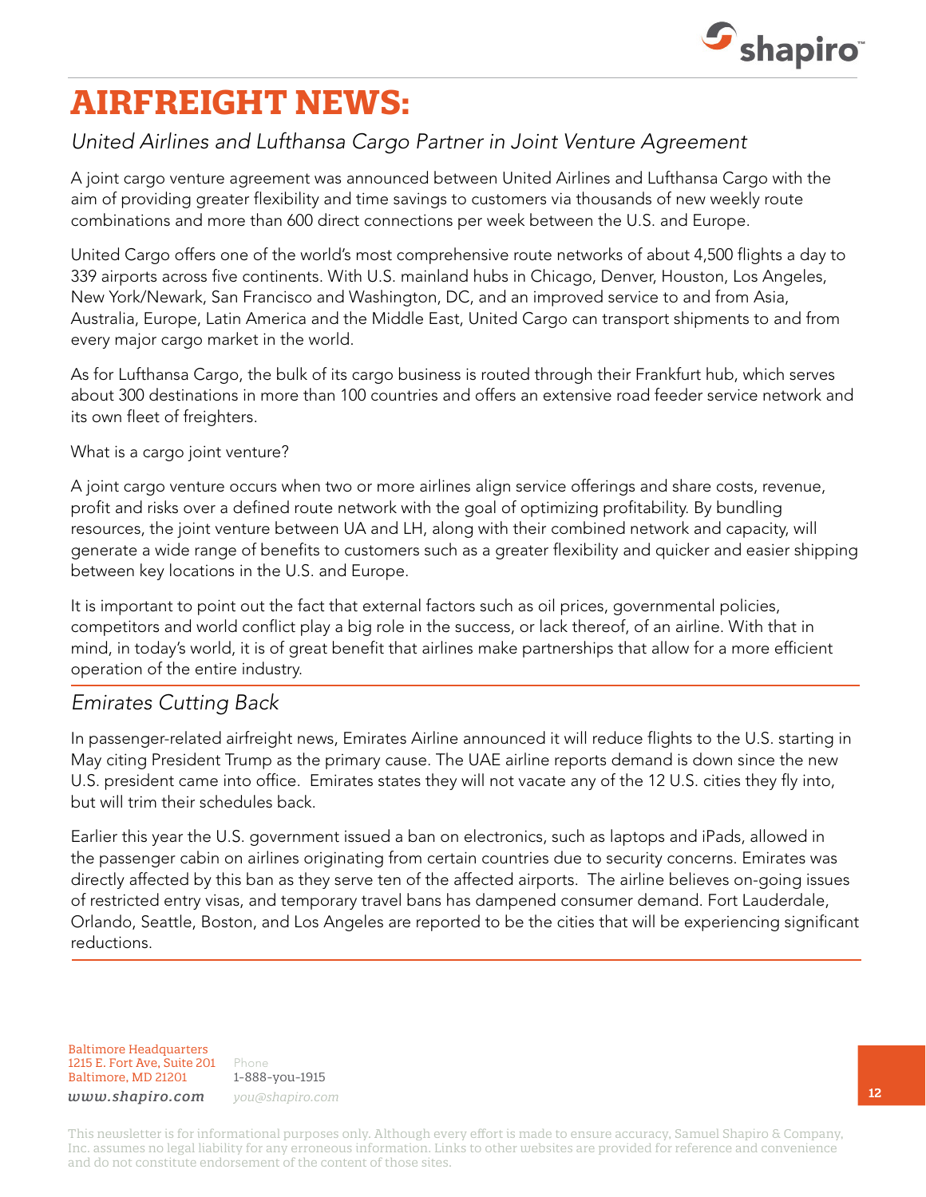# AIRFREIGHT NEWS:

## *United Airlines and Lufthansa Cargo Partner in Joint Venture Agreement*

A joint cargo venture agreement was announced between United Airlines and Lufthansa Cargo with the aim of providing greater flexibility and time savings to customers via thousands of new weekly route combinations and more than 600 direct connections per week between the U.S. and Europe.

United Cargo offers one of the world's most comprehensive route networks of about 4,500 flights a day to 339 airports across five continents. With U.S. mainland hubs in Chicago, Denver, Houston, Los Angeles, New York/Newark, San Francisco and Washington, DC, and an improved service to and from Asia, Australia, Europe, Latin America and the Middle East, United Cargo can transport shipments to and from every major cargo market in the world.

As for Lufthansa Cargo, the bulk of its cargo business is routed through their Frankfurt hub, which serves about 300 destinations in more than 100 countries and offers an extensive road feeder service network and its own fleet of freighters.

What is a cargo joint venture?

A joint cargo venture occurs when two or more airlines align service offerings and share costs, revenue, profit and risks over a defined route network with the goal of optimizing profitability. By bundling resources, the joint venture between UA and LH, along with their combined network and capacity, will generate a wide range of benefits to customers such as a greater flexibility and quicker and easier shipping between key locations in the U.S. and Europe.

It is important to point out the fact that external factors such as oil prices, governmental policies, competitors and world conflict play a big role in the success, or lack thereof, of an airline. With that in mind, in today's world, it is of great benefit that airlines make partnerships that allow for a more efficient operation of the entire industry.

## *Emirates Cutting Back*

In passenger-related airfreight news, Emirates Airline announced it will reduce flights to the U.S. starting in May citing President Trump as the primary cause. The UAE airline reports demand is down since the new U.S. president came into office. Emirates states they will not vacate any of the 12 U.S. cities they fly into, but will trim their schedules back.

Earlier this year the U.S. government issued a ban on electronics, such as laptops and iPads, allowed in the passenger cabin on airlines originating from certain countries due to security concerns. Emirates was directly affected by this ban as they serve ten of the affected airports. The airline believes on-going issues of restricted entry visas, and temporary travel bans has dampened consumer demand. Fort Lauderdale, Orlando, Seattle, Boston, and Los Angeles are reported to be the cities that will be experiencing significant reductions.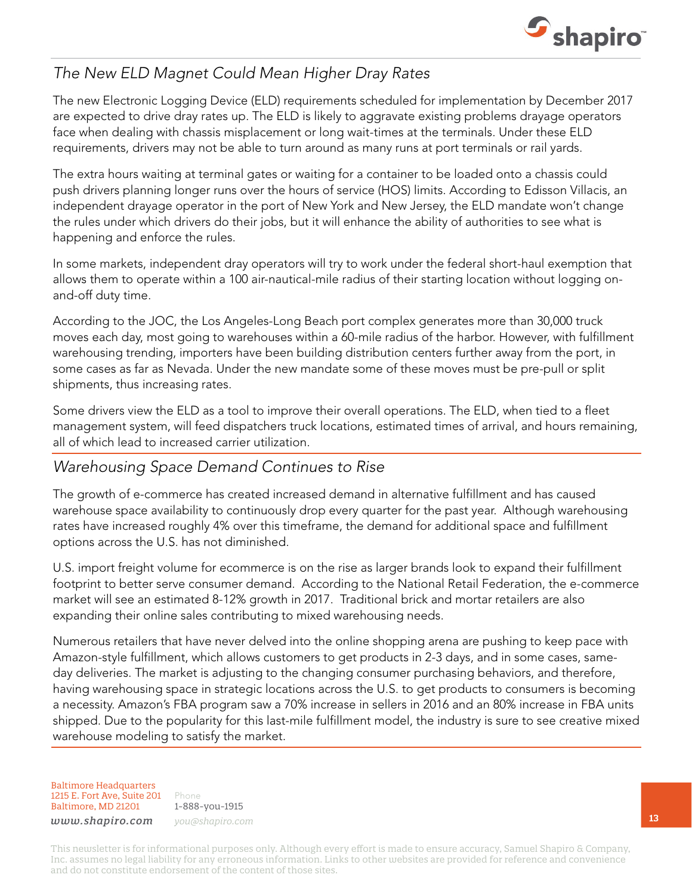## *The New ELD Magnet Could Mean Higher Dray Rates*

The new Electronic Logging Device (ELD) requirements scheduled for implementation by December 2017 are expected to drive dray rates up. The ELD is likely to aggravate existing problems drayage operators face when dealing with chassis misplacement or long wait-times at the terminals. Under these ELD requirements, drivers may not be able to turn around as many runs at port terminals or rail yards.

The extra hours waiting at terminal gates or waiting for a container to be loaded onto a chassis could push drivers planning longer runs over the hours of service (HOS) limits. According to Edisson Villacis, an independent drayage operator in the port of New York and New Jersey, the ELD mandate won't change the rules under which drivers do their jobs, but it will enhance the ability of authorities to see what is happening and enforce the rules.

In some markets, independent dray operators will try to work under the federal short-haul exemption that allows them to operate within a 100 air-nautical-mile radius of their starting location without logging on-and-off duty time.

According to the JOC, the Los Angeles-Long Beach port complex generates more than 30,000 truck moves each day, most going to warehouses within a 60-mile radius of the harbor. However, with fulfillment warehousing trending, importers have been building distribution centers further away from the port, in some cases as far as Nevada. Under the new mandate some of these moves must be pre-pull or split shipments, thus increasing rates.

Some drivers view the ELD as a tool to improve their overall operations. The ELD, when tied to a fleet management system, will feed dispatchers truck locations, estimated times of arrival, and hours remaining, all of which lead to increased carrier utilization.

## *Warehousing Space Demand Continues to Rise*

The growth of e-commerce has created increased demand in alternative fulfillment and has caused warehouse space availability to continuously drop every quarter for the past year. Although warehousing rates have increased roughly 4% over this timeframe, the demand for additional space and fulfillment options across the U.S. has not diminished.

U.S. import freight volume for ecommerce is on the rise as larger brands look to expand their fulfillment footprint to better serve consumer demand. According to the National Retail Federation, the e-commerce market will see an estimated 8-12% growth in 2017. Traditional brick and mortar retailers are also expanding their online sales contributing to mixed warehousing needs.

Numerous retailers that have never delved into the online shopping arena are pushing to keep pace with Amazon-style fulfillment, which allows customers to get products in 2-3 days, and in some cases, same-day deliveries. The market is adjusting to the changing consumer purchasing behaviors, and therefore, having warehousing space in strategic locations across the U.S. to get products to consumers is becoming a necessity. Amazon's FBA program saw a 70% increase in sellers in 2016 and an 80% increase in FBA units shipped. Due to the popularity for this last-mile fulfillment model, the industry is sure to see creative mixed warehouse modeling to satisfy the market.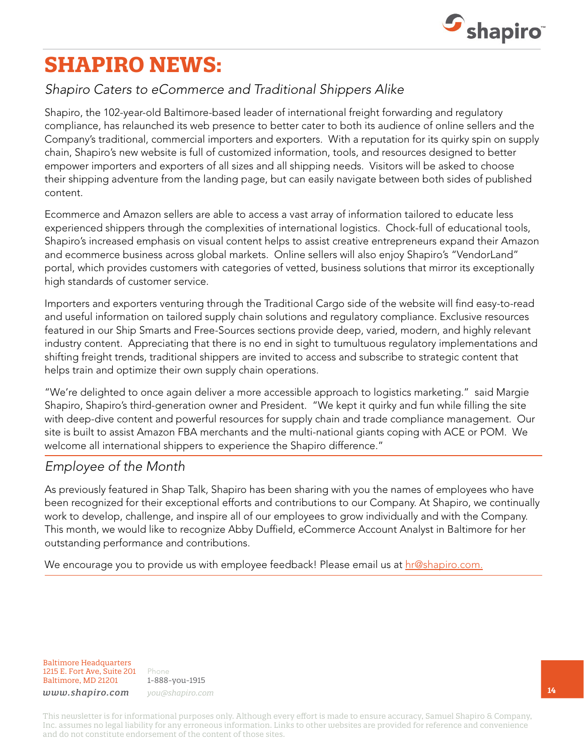# SHAPIRO NEWS:

## *Shapiro Caters to eCommerce and Traditional Shippers Alike*

Shapiro, the 102-year-old Baltimore-based leader of international freight forwarding and regulatory compliance, has relaunched its web presence to better cater to both its audience of online sellers and the Company's traditional, commercial importers and exporters. With a reputation for its quirky spin on supply chain, Shapiro's new website is full of customized information, tools, and resources designed to better empower importers and exporters of all sizes and all shipping needs. Visitors will be asked to choose their shipping adventure from the landing page, but can easily navigate between both sides of published content.

Ecommerce and Amazon sellers are able to access a vast array of information tailored to educate less experienced shippers through the complexities of international logistics. Chock-full of educational tools, Shapiro's increased emphasis on visual content helps to assist creative entrepreneurs expand their Amazon and ecommerce business across global markets. Online sellers will also enjoy Shapiro's "VendorLand" portal, which provides customers with categories of vetted, business solutions that mirror its exceptionally high standards of customer service.

Importers and exporters venturing through the Traditional Cargo side of the website will find easy-to-read and useful information on tailored supply chain solutions and regulatory compliance. Exclusive resources featured in our Ship Smarts and Free-Sources sections provide deep, varied, modern, and highly relevant industry content. Appreciating that there is no end in sight to tumultuous regulatory implementations and shifting freight trends, traditional shippers are invited to access and subscribe to strategic content that helps train and optimize their own supply chain operations.

"We're delighted to once again deliver a more accessible approach to logistics marketing." said Margie Shapiro, Shapiro's third-generation owner and President. "We kept it quirky and fun while filling the site with deep-dive content and powerful resources for supply chain and trade compliance management. Our site is built to assist Amazon FBA merchants and the multi-national giants coping with ACE or POM. We welcome all international shippers to experience the Shapiro difference."

## *Employee of the Month*

As previously featured in Shap Talk, Shapiro has been sharing with you the names of employees who have been recognized for their exceptional efforts and contributions to our Company. At Shapiro, we continually work to develop, challenge, and inspire all of our employees to grow individually and with the Company. This month, we would like to recognize Abby Duffield, eCommerce Account Analyst in Baltimore for her outstanding performance and contributions.

We encourage you to provide us with employee feedback! Please email us at hr@shapiro.com.

Baltimore Headquarters
1215 E. Fort Ave, Suite 201
Baltimore, MD 21201
www.shapiro.com

Phone
1-888-you-1915
you@shapiro.com

This newsletter is for informational purposes only. Although every effort is made to ensure accuracy, Samuel Shapiro & Company, Inc. assumes no legal liability for any erroneous information. Links to other websites are provided for reference and convenience and do not constitute endorsement of the content of those sites.